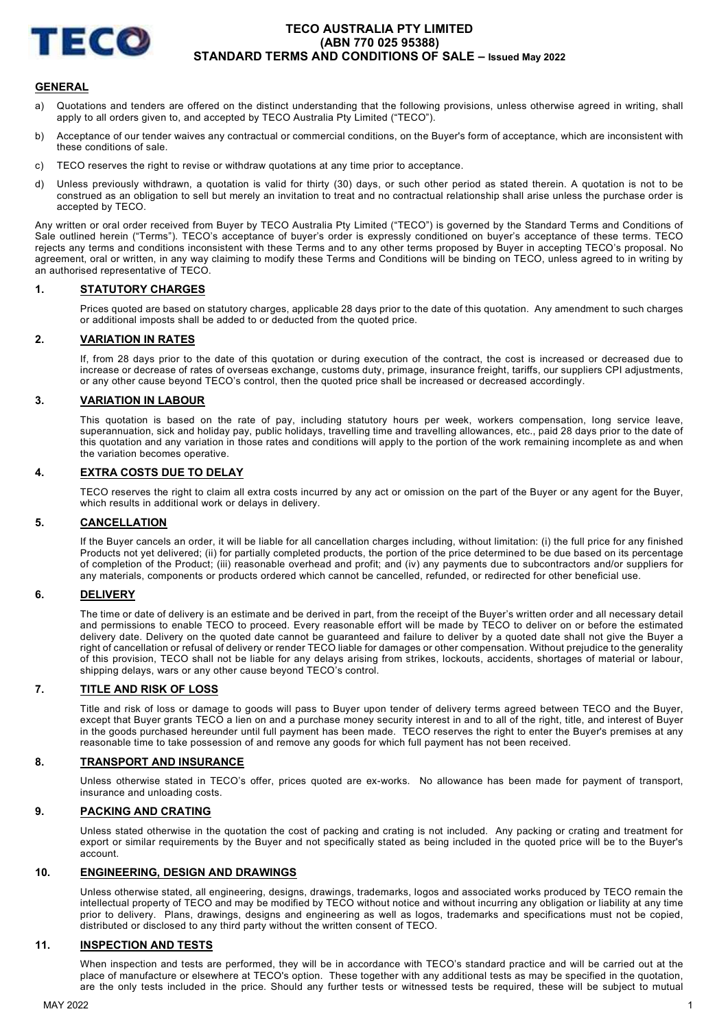# TECO AUSTRALIA PTY LIMITED (ABN 770 025 95388) STANDARD TERMS AND CONDITIONS OF SALE – Issued May 2022

## GENERAL

a) Quotations and tenders are offered on the distinct understanding that the following provisions, unless otherwise agreed in writing, shall apply to all orders given to, and accepted by TECO Australia Pty Limited ("TECO").

b) Acceptance of our tender waives any contractual or commercial conditions, on the Buyer's form of acceptance, which are inconsistent with these conditions of sale.

c) TECO reserves the right to revise or withdraw quotations at any time prior to acceptance.

d) Unless previously withdrawn, a quotation is valid for thirty (30) days, or such other period as stated therein. A quotation is not to be construed as an obligation to sell but merely an invitation to treat and no contractual relationship shall arise unless the purchase order is accepted by TECO.

Any written or oral order received from Buyer by TECO Australia Pty Limited ("TECO") is governed by the Standard Terms and Conditions of Sale outlined herein ("Terms"). TECO's acceptance of buyer's order is expressly conditioned on buyer's acceptance of these terms. TECO rejects any terms and conditions inconsistent with these Terms and to any other terms proposed by Buyer in accepting TECO's proposal. No agreement, oral or written, in any way claiming to modify these Terms and Conditions will be binding on TECO, unless agreed to in writing by an authorised representative of TECO.

## 1. STATUTORY CHARGES

Prices quoted are based on statutory charges, applicable 28 days prior to the date of this quotation. Any amendment to such charges or additional imposts shall be added to or deducted from the quoted price.

## 2. VARIATION IN RATES

If, from 28 days prior to the date of this quotation or during execution of the contract, the cost is increased or decreased due to increase or decrease of rates of overseas exchange, customs duty, primage, insurance freight, tariffs, our suppliers CPI adjustments, or any other cause beyond TECO's control, then the quoted price shall be increased or decreased accordingly.

## 3. VARIATION IN LABOUR

This quotation is based on the rate of pay, including statutory hours per week, workers compensation, long service leave, superannuation, sick and holiday pay, public holidays, travelling time and travelling allowances, etc., paid 28 days prior to the date of this quotation and any variation in those rates and conditions will apply to the portion of the work remaining incomplete as and when the variation becomes operative.

## 4. EXTRA COSTS DUE TO DELAY

TECO reserves the right to claim all extra costs incurred by any act or omission on the part of the Buyer or any agent for the Buyer, which results in additional work or delays in delivery.

## 5. CANCELLATION

If the Buyer cancels an order, it will be liable for all cancellation charges including, without limitation: (i) the full price for any finished Products not yet delivered; (ii) for partially completed products, the portion of the price determined to be due based on its percentage of completion of the Product; (iii) reasonable overhead and profit; and (iv) any payments due to subcontractors and/or suppliers for any materials, components or products ordered which cannot be cancelled, refunded, or redirected for other beneficial use.

## 6. DELIVERY

The time or date of delivery is an estimate and be derived in part, from the receipt of the Buyer's written order and all necessary detail and permissions to enable TECO to proceed. Every reasonable effort will be made by TECO to deliver on or before the estimated delivery date. Delivery on the quoted date cannot be guaranteed and failure to deliver by a quoted date shall not give the Buyer a right of cancellation or refusal of delivery or render TECO liable for damages or other compensation. Without prejudice to the generality of this provision, TECO shall not be liable for any delays arising from strikes, lockouts, accidents, shortages of material or labour, shipping delays, wars or any other cause beyond TECO's control.

## 7. TITLE AND RISK OF LOSS

Title and risk of loss or damage to goods will pass to Buyer upon tender of delivery terms agreed between TECO and the Buyer, except that Buyer grants TECO a lien on and a purchase money security interest in and to all of the right, title, and interest of Buyer in the goods purchased hereunder until full payment has been made. TECO reserves the right to enter the Buyer's premises at any reasonable time to take possession of and remove any goods for which full payment has not been received.

## 8. TRANSPORT AND INSURANCE

Unless otherwise stated in TECO's offer, prices quoted are ex-works. No allowance has been made for payment of transport, insurance and unloading costs.

## 9. PACKING AND CRATING

Unless stated otherwise in the quotation the cost of packing and crating is not included. Any packing or crating and treatment for export or similar requirements by the Buyer and not specifically stated as being included in the quoted price will be to the Buyer's account.

## 10. ENGINEERING, DESIGN AND DRAWINGS

Unless otherwise stated, all engineering, designs, drawings, trademarks, logos and associated works produced by TECO remain the intellectual property of TECO and may be modified by TECO without notice and without incurring any obligation or liability at any time prior to delivery. Plans, drawings, designs and engineering as well as logos, trademarks and specifications must not be copied, distributed or disclosed to any third party without the written consent of TECO.

## 11. INSPECTION AND TESTS

When inspection and tests are performed, they will be in accordance with TECO's standard practice and will be carried out at the place of manufacture or elsewhere at TECO's option. These together with any additional tests as may be specified in the quotation, are the only tests included in the price. Should any further tests or witnessed tests be required, these will be subject to mutual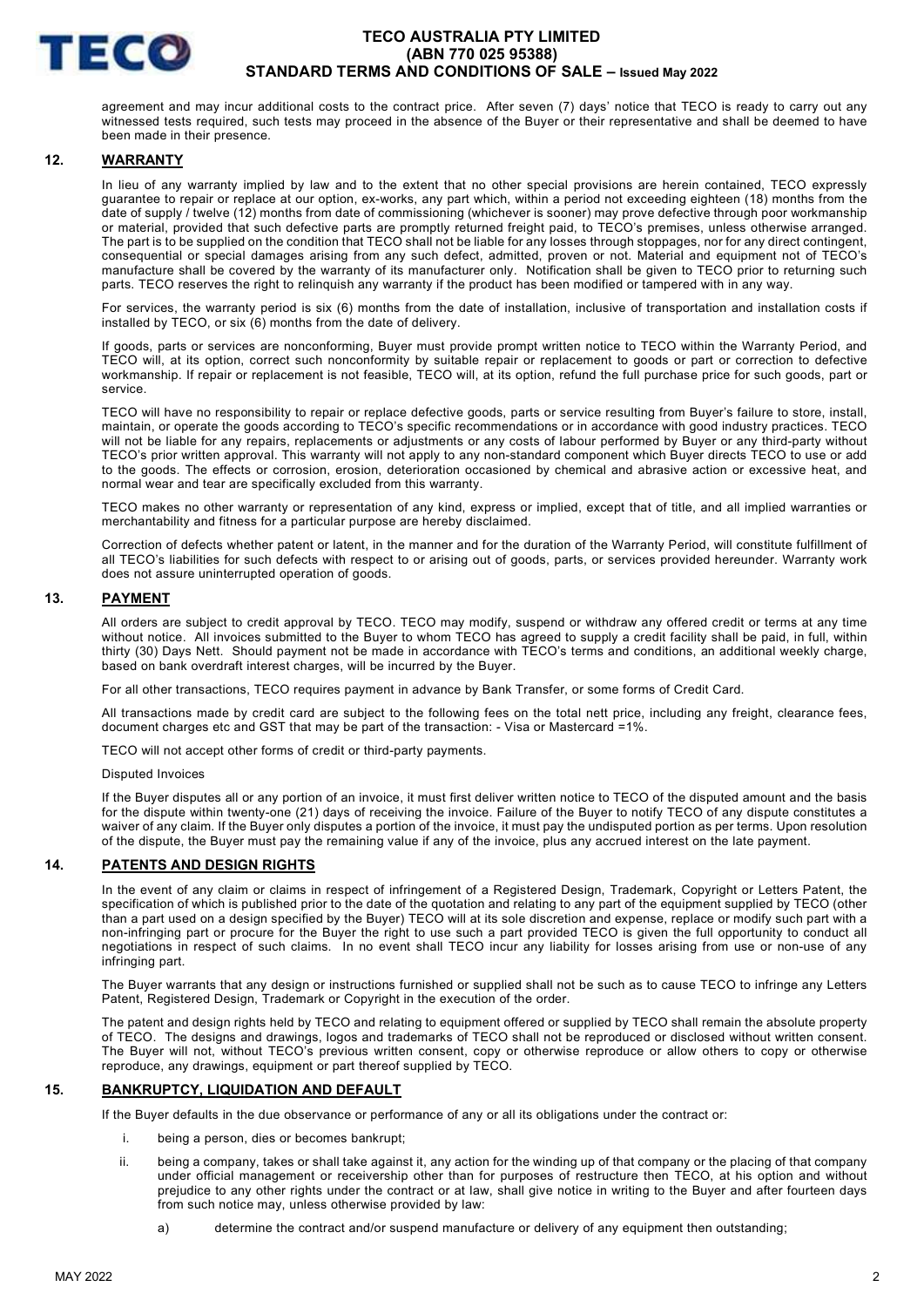agreement and may incur additional costs to the contract price. After seven (7) days' notice that TECO is ready to carry out any witnessed tests required, such tests may proceed in the absence of the Buyer or their representative and shall be deemed to have been made in their presence.

## 12. WARRANTY

In lieu of any warranty implied by law and to the extent that no other special provisions are herein contained, TECO expressly guarantee to repair or replace at our option, ex-works, any part which, within a period not exceeding eighteen (18) months from the date of supply / twelve (12) months from date of commissioning (whichever is sooner) may prove defective through poor workmanship or material, provided that such defective parts are promptly returned freight paid, to TECO's premises, unless otherwise arranged. The part is to be supplied on the condition that TECO shall not be liable for any losses through stoppages, nor for any direct contingent, consequential or special damages arising from any such defect, admitted, proven or not. Material and equipment not of TECO's manufacture shall be covered by the warranty of its manufacturer only. Notification shall be given to TECO prior to returning such parts. TECO reserves the right to relinquish any warranty if the product has been modified or tampered with in any way.

For services, the warranty period is six (6) months from the date of installation, inclusive of transportation and installation costs if installed by TECO, or six (6) months from the date of delivery.

If goods, parts or services are nonconforming, Buyer must provide prompt written notice to TECO within the Warranty Period, and TECO will, at its option, correct such nonconformity by suitable repair or replacement to goods or part or correction to defective workmanship. If repair or replacement is not feasible, TECO will, at its option, refund the full purchase price for such goods, part or service.

TECO will have no responsibility to repair or replace defective goods, parts or service resulting from Buyer's failure to store, install, maintain, or operate the goods according to TECO's specific recommendations or in accordance with good industry practices. TECO will not be liable for any repairs, replacements or adjustments or any costs of labour performed by Buyer or any third-party without TECO's prior written approval. This warranty will not apply to any non-standard component which Buyer directs TECO to use or add to the goods. The effects or corrosion, erosion, deterioration occasioned by chemical and abrasive action or excessive heat, and normal wear and tear are specifically excluded from this warranty.

TECO makes no other warranty or representation of any kind, express or implied, except that of title, and all implied warranties or merchantability and fitness for a particular purpose are hereby disclaimed.

Correction of defects whether patent or latent, in the manner and for the duration of the Warranty Period, will constitute fulfillment of all TECO's liabilities for such defects with respect to or arising out of goods, parts, or services provided hereunder. Warranty work does not assure uninterrupted operation of goods.

## 13. PAYMENT

All orders are subject to credit approval by TECO. TECO may modify, suspend or withdraw any offered credit or terms at any time without notice. All invoices submitted to the Buyer to whom TECO has agreed to supply a credit facility shall be paid, in full, within thirty (30) Days Nett. Should payment not be made in accordance with TECO's terms and conditions, an additional weekly charge, based on bank overdraft interest charges, will be incurred by the Buyer.

For all other transactions, TECO requires payment in advance by Bank Transfer, or some forms of Credit Card.

All transactions made by credit card are subject to the following fees on the total nett price, including any freight, clearance fees, document charges etc and GST that may be part of the transaction: - Visa or Mastercard =1%.

TECO will not accept other forms of credit or third-party payments.

Disputed Invoices

If the Buyer disputes all or any portion of an invoice, it must first deliver written notice to TECO of the disputed amount and the basis for the dispute within twenty-one (21) days of receiving the invoice. Failure of the Buyer to notify TECO of any dispute constitutes a waiver of any claim. If the Buyer only disputes a portion of the invoice, it must pay the undisputed portion as per terms. Upon resolution of the dispute, the Buyer must pay the remaining value if any of the invoice, plus any accrued interest on the late payment.

## 14. PATENTS AND DESIGN RIGHTS

In the event of any claim or claims in respect of infringement of a Registered Design, Trademark, Copyright or Letters Patent, the specification of which is published prior to the date of the quotation and relating to any part of the equipment supplied by TECO (other than a part used on a design specified by the Buyer) TECO will at its sole discretion and expense, replace or modify such part with a non-infringing part or procure for the Buyer the right to use such a part provided TECO is given the full opportunity to conduct all negotiations in respect of such claims. In no event shall TECO incur any liability for losses arising from use or non-use of any infringing part.

The Buyer warrants that any design or instructions furnished or supplied shall not be such as to cause TECO to infringe any Letters Patent, Registered Design, Trademark or Copyright in the execution of the order.

The patent and design rights held by TECO and relating to equipment offered or supplied by TECO shall remain the absolute property of TECO. The designs and drawings, logos and trademarks of TECO shall not be reproduced or disclosed without written consent. The Buyer will not, without TECO's previous written consent, copy or otherwise reproduce or allow others to copy or otherwise reproduce, any drawings, equipment or part thereof supplied by TECO.

## 15. BANKRUPTCY, LIQUIDATION AND DEFAULT

If the Buyer defaults in the due observance or performance of any or all its obligations under the contract or:

i. being a person, dies or becomes bankrupt;

ii. being a company, takes or shall take against it, any action for the winding up of that company or the placing of that company under official management or receivership other than for purposes of restructure then TECO, at his option and without prejudice to any other rights under the contract or at law, shall give notice in writing to the Buyer and after fourteen days from such notice may, unless otherwise provided by law:

   a) determine the contract and/or suspend manufacture or delivery of any equipment then outstanding;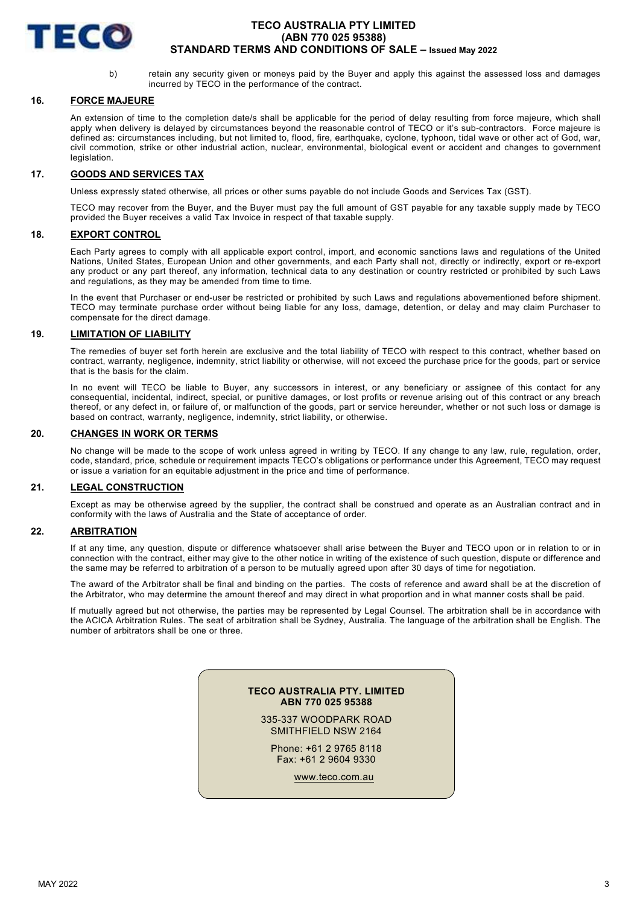b) retain any security given or moneys paid by the Buyer and apply this against the assessed loss and damages incurred by TECO in the performance of the contract.

## 16. FORCE MAJEURE

An extension of time to the completion date/s shall be applicable for the period of delay resulting from force majeure, which shall apply when delivery is delayed by circumstances beyond the reasonable control of TECO or it's sub-contractors. Force majeure is defined as: circumstances including, but not limited to, flood, fire, earthquake, cyclone, typhoon, tidal wave or other act of God, war, civil commotion, strike or other industrial action, nuclear, environmental, biological event or accident and changes to government legislation.

## 17. GOODS AND SERVICES TAX

Unless expressly stated otherwise, all prices or other sums payable do not include Goods and Services Tax (GST).

TECO may recover from the Buyer, and the Buyer must pay the full amount of GST payable for any taxable supply made by TECO provided the Buyer receives a valid Tax Invoice in respect of that taxable supply.

## 18. EXPORT CONTROL

Each Party agrees to comply with all applicable export control, import, and economic sanctions laws and regulations of the United Nations, United States, European Union and other governments, and each Party shall not, directly or indirectly, export or re-export any product or any part thereof, any information, technical data to any destination or country restricted or prohibited by such Laws and regulations, as they may be amended from time to time.

In the event that Purchaser or end-user be restricted or prohibited by such Laws and regulations abovementioned before shipment. TECO may terminate purchase order without being liable for any loss, damage, detention, or delay and may claim Purchaser to compensate for the direct damage.

## 19. LIMITATION OF LIABILITY

The remedies of buyer set forth herein are exclusive and the total liability of TECO with respect to this contract, whether based on contract, warranty, negligence, indemnity, strict liability or otherwise, will not exceed the purchase price for the goods, part or service that is the basis for the claim.

In no event will TECO be liable to Buyer, any successors in interest, or any beneficiary or assignee of this contact for any consequential, incidental, indirect, special, or punitive damages, or lost profits or revenue arising out of this contract or any breach thereof, or any defect in, or failure of, or malfunction of the goods, part or service hereunder, whether or not such loss or damage is based on contract, warranty, negligence, indemnity, strict liability, or otherwise.

## 20. CHANGES IN WORK OR TERMS

No change will be made to the scope of work unless agreed in writing by TECO. If any change to any law, rule, regulation, order, code, standard, price, schedule or requirement impacts TECO's obligations or performance under this Agreement, TECO may request or issue a variation for an equitable adjustment in the price and time of performance.

## 21. LEGAL CONSTRUCTION

Except as may be otherwise agreed by the supplier, the contract shall be construed and operate as an Australian contract and in conformity with the laws of Australia and the State of acceptance of order.

## 22. ARBITRATION

If at any time, any question, dispute or difference whatsoever shall arise between the Buyer and TECO upon or in relation to or in connection with the contract, either may give to the other notice in writing of the existence of such question, dispute or difference and the same may be referred to arbitration of a person to be mutually agreed upon after 30 days of time for negotiation.

The award of the Arbitrator shall be final and binding on the parties. The costs of reference and award shall be at the discretion of the Arbitrator, who may determine the amount thereof and may direct in what proportion and in what manner costs shall be paid.

If mutually agreed but not otherwise, the parties may be represented by Legal Counsel. The arbitration shall be in accordance with the ACICA Arbitration Rules. The seat of arbitration shall be Sydney, Australia. The language of the arbitration shall be English. The number of arbitrators shall be one or three.

**TECO AUSTRALIA PTY. LIMITED**
**ABN 770 025 95388**

335-337 WOODPARK ROAD
SMITHFIELD NSW 2164

Phone: +61 2 9765 8118
Fax: +61 2 9604 9330

www.teco.com.au